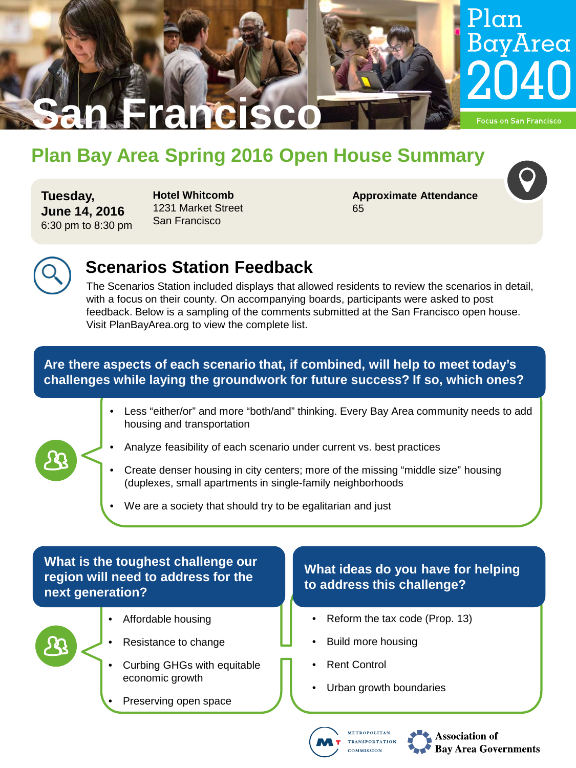# San Francisco

Plan Bay Area 2040

Focus on San Francisco

## Plan Bay Area Spring 2016 Open House Summary

**Tuesday, June 14, 2016**
6:30 pm to 8:30 pm

**Hotel Whitcomb**
1231 Market Street
San Francisco

**Approximate Attendance**
65

### Scenarios Station Feedback

The Scenarios Station included displays that allowed residents to review the scenarios in detail, with a focus on their county. On accompanying boards, participants were asked to post feedback. Below is a sampling of the comments submitted at the San Francisco open house. Visit PlanBayArea.org to view the complete list.

#### Are there aspects of each scenario that, if combined, will help to meet today's challenges while laying the groundwork for future success? If so, which ones?

- Less "either/or" and more "both/and" thinking. Every Bay Area community needs to add housing and transportation
- Analyze feasibility of each scenario under current vs. best practices
- Create denser housing in city centers; more of the missing "middle size" housing (duplexes, small apartments in single-family neighborhoods
- We are a society that should try to be egalitarian and just

#### What is the toughest challenge our region will need to address for the next generation?

- Affordable housing
- Resistance to change
- Curbing GHGs with equitable economic growth
- Preserving open space

#### What ideas do you have for helping to address this challenge?

- Reform the tax code (Prop. 13)
- Build more housing
- Rent Control
- Urban growth boundaries

Metropolitan Transportation Commission | Association of Bay Area Governments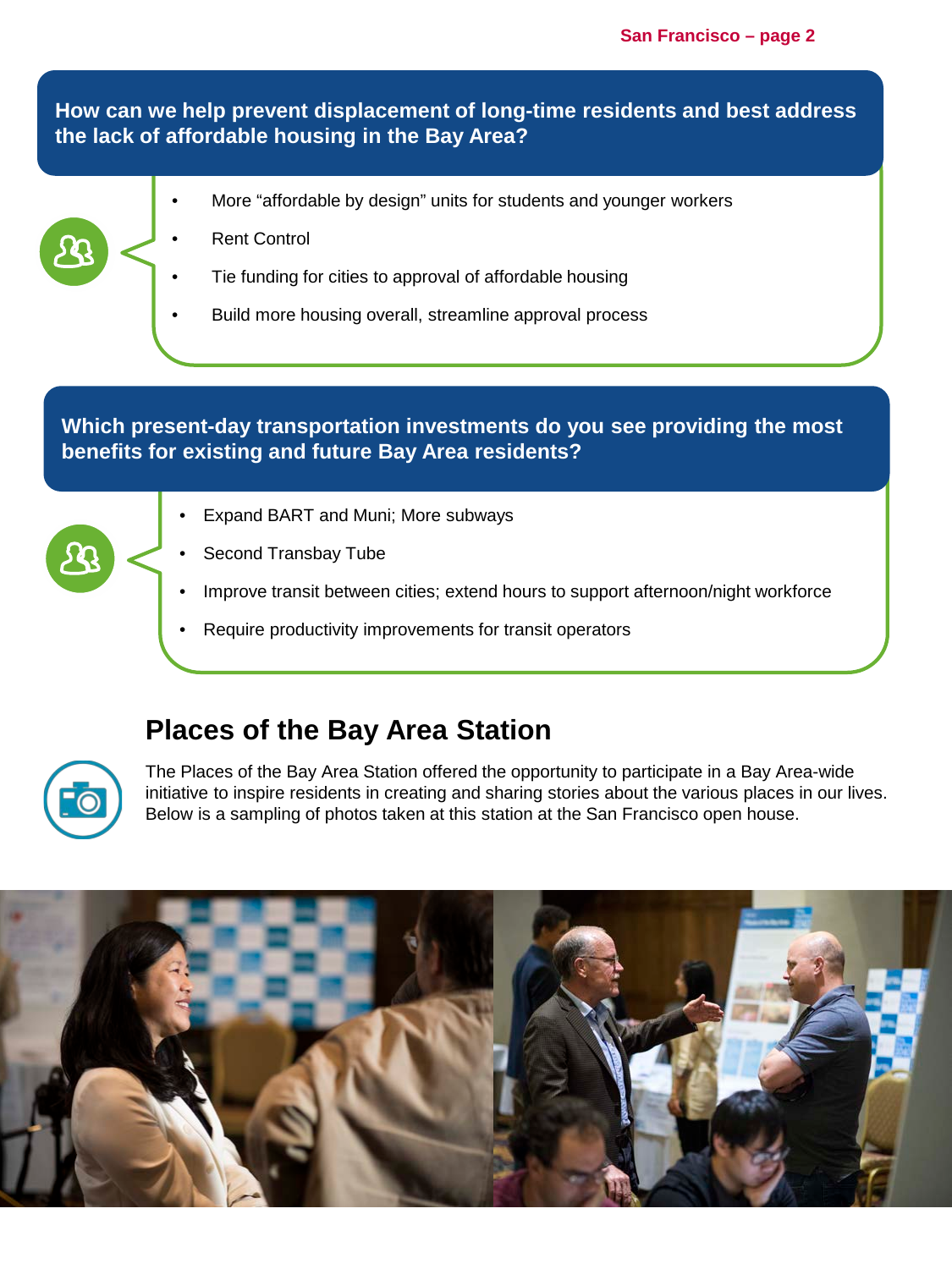**How can we help prevent displacement of long-time residents and best address the lack of affordable housing in the Bay Area?**

- More “affordable by design” units for students and younger workers
- Rent Control
- Tie funding for cities to approval of affordable housing
- Build more housing overall, streamline approval process

**Which present-day transportation investments do you see providing the most benefits for existing and future Bay Area residents?**

- Expand BART and Muni; More subways
- Second Transbay Tube
- Improve transit between cities; extend hours to support afternoon/night workforce
- Require productivity improvements for transit operators

## Places of the Bay Area Station

The Places of the Bay Area Station offered the opportunity to participate in a Bay Area-wide initiative to inspire residents in creating and sharing stories about the various places in our lives. Below is a sampling of photos taken at this station at the San Francisco open house.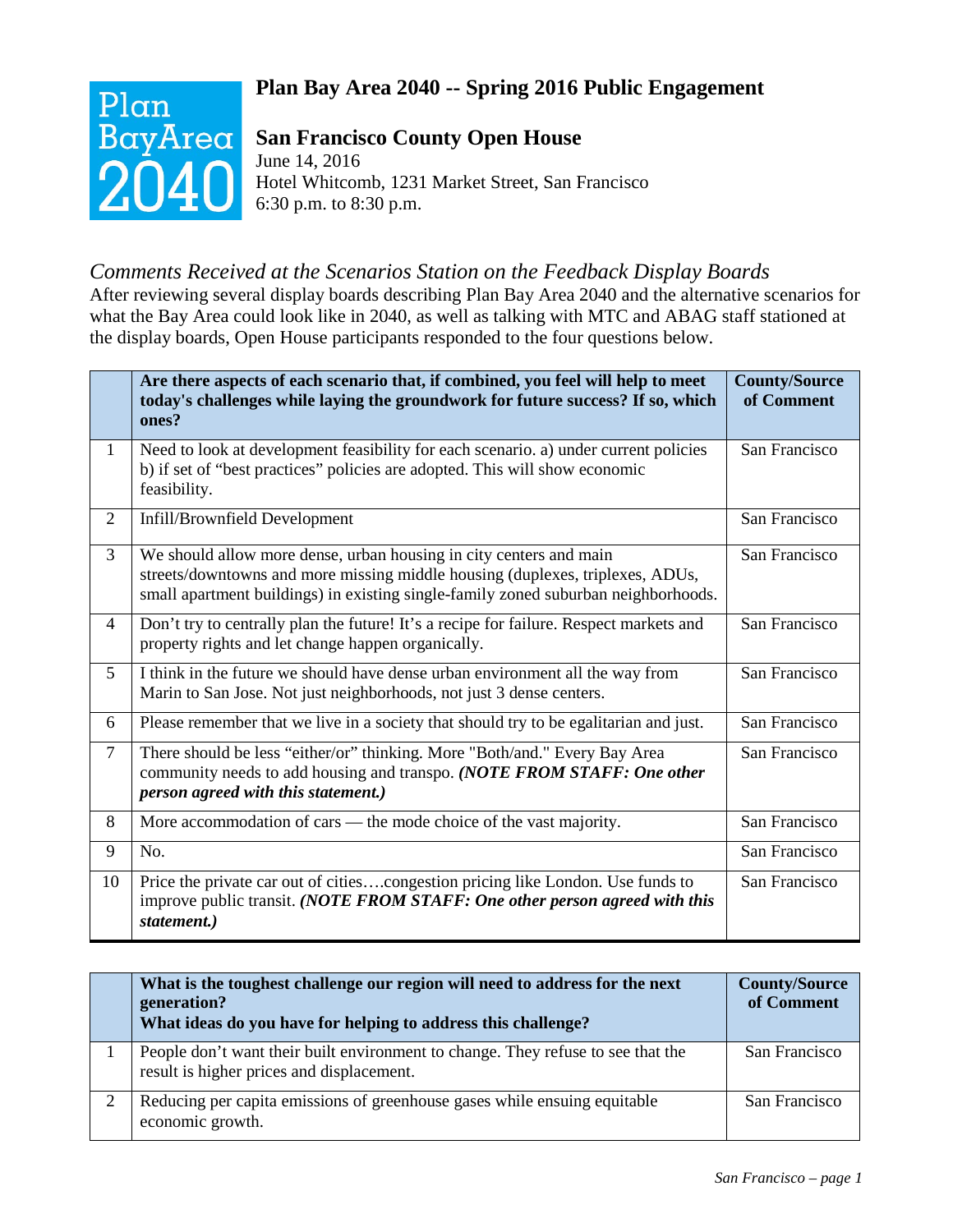# Plan Bay Area 2040 -- Spring 2016 Public Engagement

## San Francisco County Open House

June 14, 2016
Hotel Whitcomb, 1231 Market Street, San Francisco
6:30 p.m. to 8:30 p.m.

### *Comments Received at the Scenarios Station on the Feedback Display Boards*

After reviewing several display boards describing Plan Bay Area 2040 and the alternative scenarios for what the Bay Area could look like in 2040, as well as talking with MTC and ABAG staff stationed at the display boards, Open House participants responded to the four questions below.

| | **Are there aspects of each scenario that, if combined, you feel will help to meet today's challenges while laying the groundwork for future success? If so, which ones?** | **County/Source of Comment** |
|---|---|---|
| 1 | Need to look at development feasibility for each scenario. a) under current policies b) if set of "best practices" policies are adopted. This will show economic feasibility. | San Francisco |
| 2 | Infill/Brownfield Development | San Francisco |
| 3 | We should allow more dense, urban housing in city centers and main streets/downtowns and more missing middle housing (duplexes, triplexes, ADUs, small apartment buildings) in existing single-family zoned suburban neighborhoods. | San Francisco |
| 4 | Don't try to centrally plan the future! It's a recipe for failure. Respect markets and property rights and let change happen organically. | San Francisco |
| 5 | I think in the future we should have dense urban environment all the way from Marin to San Jose. Not just neighborhoods, not just 3 dense centers. | San Francisco |
| 6 | Please remember that we live in a society that should try to be egalitarian and just. | San Francisco |
| 7 | There should be less "either/or" thinking. More "Both/and." Every Bay Area community needs to add housing and transpo. ***(NOTE FROM STAFF: One other person agreed with this statement.)*** | San Francisco |
| 8 | More accommodation of cars — the mode choice of the vast majority. | San Francisco |
| 9 | No. | San Francisco |
| 10 | Price the private car out of cities….congestion pricing like London. Use funds to improve public transit. ***(NOTE FROM STAFF: One other person agreed with this statement.)*** | San Francisco |

| | **What is the toughest challenge our region will need to address for the next generation?** **What ideas do you have for helping to address this challenge?** | **County/Source of Comment** |
|---|---|---|
| 1 | People don't want their built environment to change. They refuse to see that the result is higher prices and displacement. | San Francisco |
| 2 | Reducing per capita emissions of greenhouse gases while ensuing equitable economic growth. | San Francisco |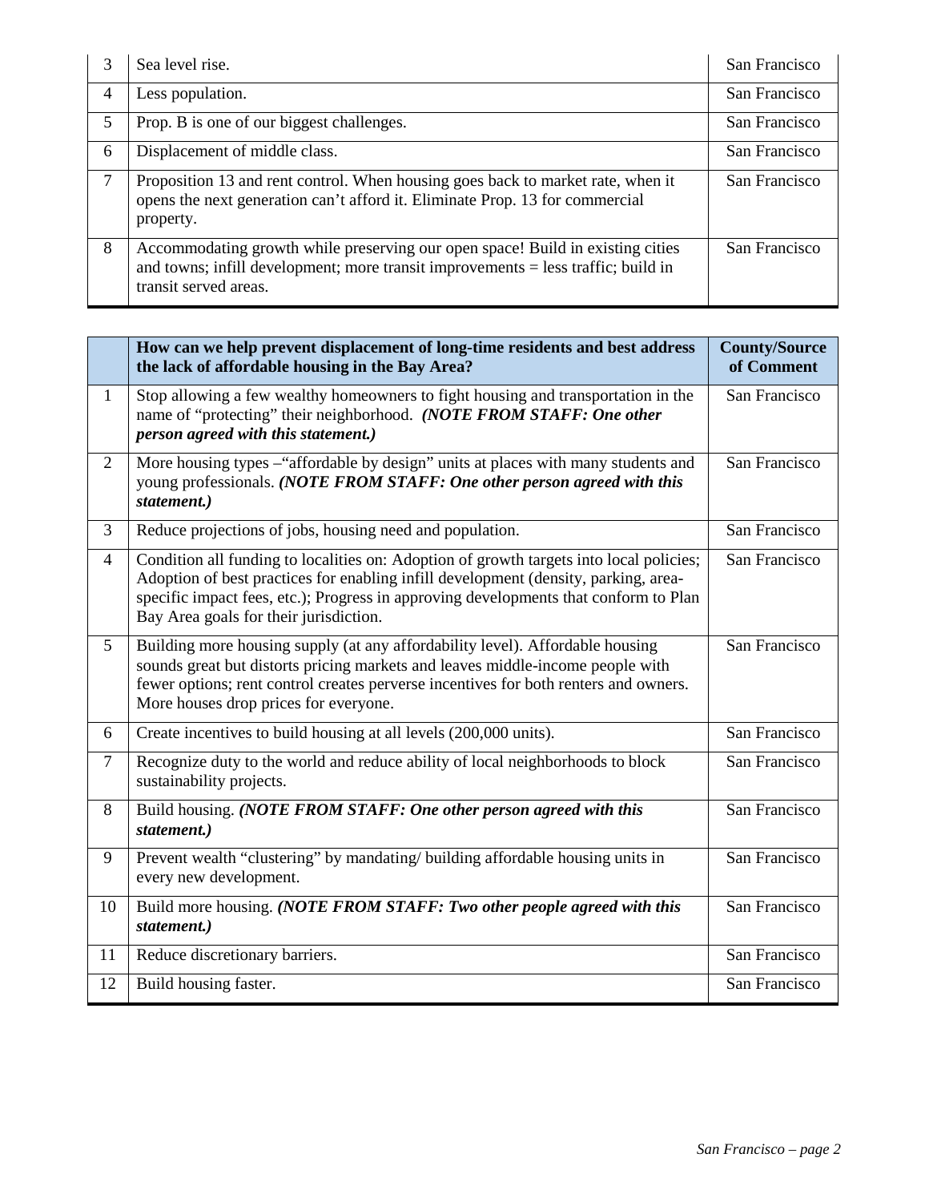| | | |
|---|---|---|
| 3 | Sea level rise. | San Francisco |
| 4 | Less population. | San Francisco |
| 5 | Prop. B is one of our biggest challenges. | San Francisco |
| 6 | Displacement of middle class. | San Francisco |
| 7 | Proposition 13 and rent control. When housing goes back to market rate, when it opens the next generation can't afford it. Eliminate Prop. 13 for commercial property. | San Francisco |
| 8 | Accommodating growth while preserving our open space! Build in existing cities and towns; infill development; more transit improvements = less traffic; build in transit served areas. | San Francisco |

| | **How can we help prevent displacement of long-time residents and best address the lack of affordable housing in the Bay Area?** | **County/Source of Comment** |
|---|---|---|
| 1 | Stop allowing a few wealthy homeowners to fight housing and transportation in the name of "protecting" their neighborhood. ***(NOTE FROM STAFF: One other person agreed with this statement.)*** | San Francisco |
| 2 | More housing types –"affordable by design" units at places with many students and young professionals. ***(NOTE FROM STAFF: One other person agreed with this statement.)*** | San Francisco |
| 3 | Reduce projections of jobs, housing need and population. | San Francisco |
| 4 | Condition all funding to localities on: Adoption of growth targets into local policies; Adoption of best practices for enabling infill development (density, parking, area-specific impact fees, etc.); Progress in approving developments that conform to Plan Bay Area goals for their jurisdiction. | San Francisco |
| 5 | Building more housing supply (at any affordability level). Affordable housing sounds great but distorts pricing markets and leaves middle-income people with fewer options; rent control creates perverse incentives for both renters and owners. More houses drop prices for everyone. | San Francisco |
| 6 | Create incentives to build housing at all levels (200,000 units). | San Francisco |
| 7 | Recognize duty to the world and reduce ability of local neighborhoods to block sustainability projects. | San Francisco |
| 8 | Build housing. ***(NOTE FROM STAFF: One other person agreed with this statement.)*** | San Francisco |
| 9 | Prevent wealth "clustering" by mandating/ building affordable housing units in every new development. | San Francisco |
| 10 | Build more housing. ***(NOTE FROM STAFF: Two other people agreed with this statement.)*** | San Francisco |
| 11 | Reduce discretionary barriers. | San Francisco |
| 12 | Build housing faster. | San Francisco |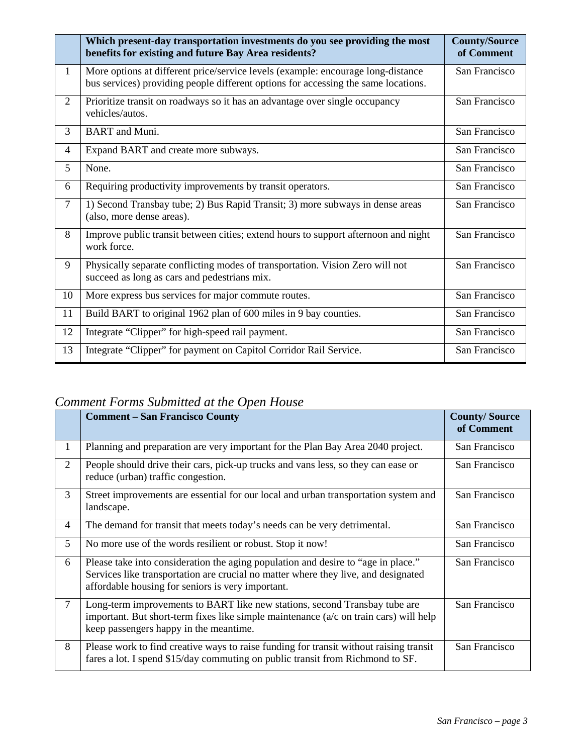| | Which present-day transportation investments do you see providing the most benefits for existing and future Bay Area residents? | County/Source of Comment |
|---|---|---|
| 1 | More options at different price/service levels (example: encourage long-distance bus services) providing people different options for accessing the same locations. | San Francisco |
| 2 | Prioritize transit on roadways so it has an advantage over single occupancy vehicles/autos. | San Francisco |
| 3 | BART and Muni. | San Francisco |
| 4 | Expand BART and create more subways. | San Francisco |
| 5 | None. | San Francisco |
| 6 | Requiring productivity improvements by transit operators. | San Francisco |
| 7 | 1) Second Transbay tube; 2) Bus Rapid Transit; 3) more subways in dense areas (also, more dense areas). | San Francisco |
| 8 | Improve public transit between cities; extend hours to support afternoon and night work force. | San Francisco |
| 9 | Physically separate conflicting modes of transportation. Vision Zero will not succeed as long as cars and pedestrians mix. | San Francisco |
| 10 | More express bus services for major commute routes. | San Francisco |
| 11 | Build BART to original 1962 plan of 600 miles in 9 bay counties. | San Francisco |
| 12 | Integrate "Clipper" for high-speed rail payment. | San Francisco |
| 13 | Integrate "Clipper" for payment on Capitol Corridor Rail Service. | San Francisco |

## *Comment Forms Submitted at the Open House*

| | Comment – San Francisco County | County/ Source of Comment |
|---|---|---|
| 1 | Planning and preparation are very important for the Plan Bay Area 2040 project. | San Francisco |
| 2 | People should drive their cars, pick-up trucks and vans less, so they can ease or reduce (urban) traffic congestion. | San Francisco |
| 3 | Street improvements are essential for our local and urban transportation system and landscape. | San Francisco |
| 4 | The demand for transit that meets today's needs can be very detrimental. | San Francisco |
| 5 | No more use of the words resilient or robust. Stop it now! | San Francisco |
| 6 | Please take into consideration the aging population and desire to "age in place." Services like transportation are crucial no matter where they live, and designated affordable housing for seniors is very important. | San Francisco |
| 7 | Long-term improvements to BART like new stations, second Transbay tube are important. But short-term fixes like simple maintenance (a/c on train cars) will help keep passengers happy in the meantime. | San Francisco |
| 8 | Please work to find creative ways to raise funding for transit without raising transit fares a lot. I spend $15/day commuting on public transit from Richmond to SF. | San Francisco |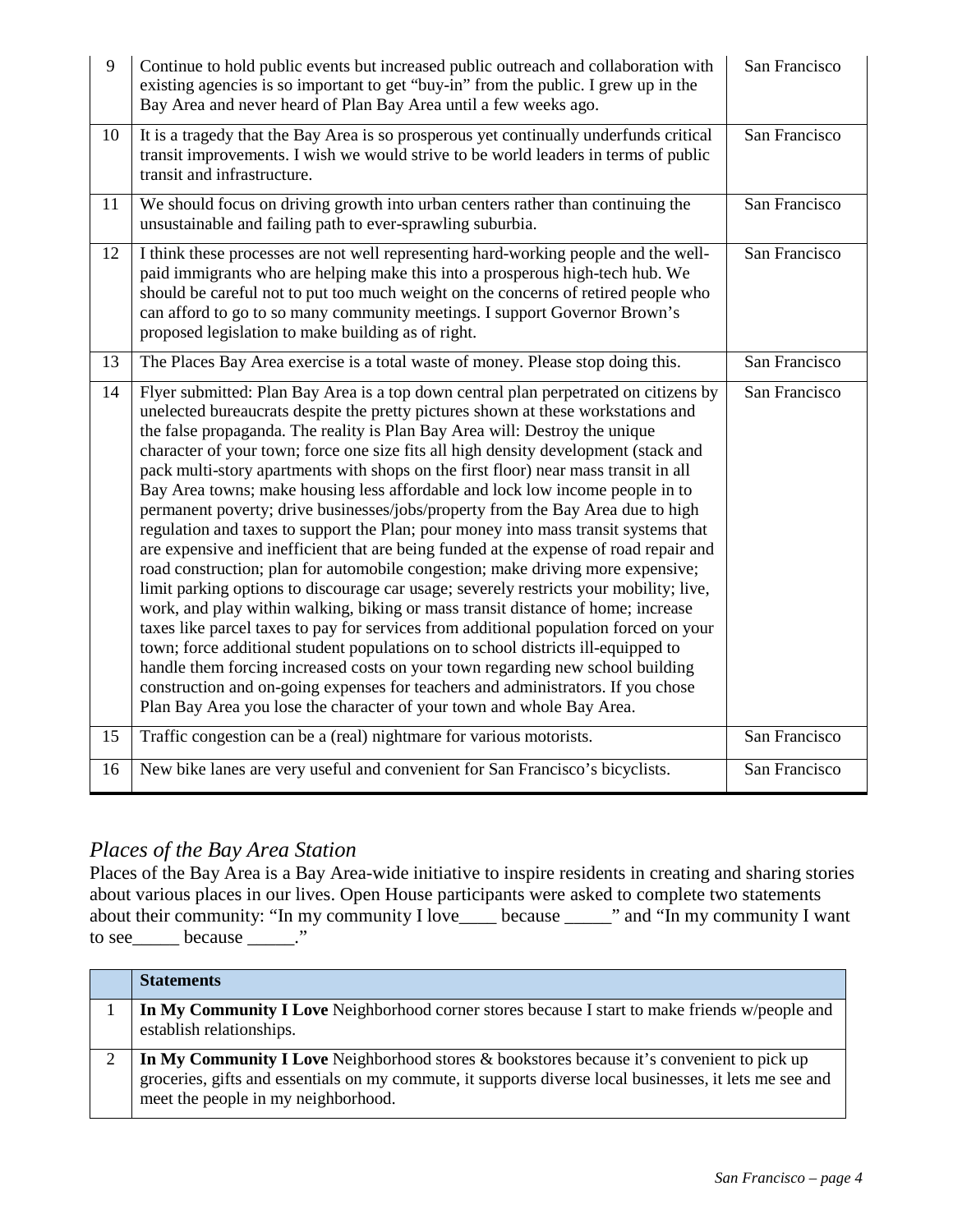| | | |
|---|---|---|
| 9 | Continue to hold public events but increased public outreach and collaboration with existing agencies is so important to get "buy-in" from the public. I grew up in the Bay Area and never heard of Plan Bay Area until a few weeks ago. | San Francisco |
| 10 | It is a tragedy that the Bay Area is so prosperous yet continually underfunds critical transit improvements. I wish we would strive to be world leaders in terms of public transit and infrastructure. | San Francisco |
| 11 | We should focus on driving growth into urban centers rather than continuing the unsustainable and failing path to ever-sprawling suburbia. | San Francisco |
| 12 | I think these processes are not well representing hard-working people and the well-paid immigrants who are helping make this into a prosperous high-tech hub. We should be careful not to put too much weight on the concerns of retired people who can afford to go to so many community meetings. I support Governor Brown's proposed legislation to make building as of right. | San Francisco |
| 13 | The Places Bay Area exercise is a total waste of money. Please stop doing this. | San Francisco |
| 14 | Flyer submitted: Plan Bay Area is a top down central plan perpetrated on citizens by unelected bureaucrats despite the pretty pictures shown at these workstations and the false propaganda. The reality is Plan Bay Area will: Destroy the unique character of your town; force one size fits all high density development (stack and pack multi-story apartments with shops on the first floor) near mass transit in all Bay Area towns; make housing less affordable and lock low income people in to permanent poverty; drive businesses/jobs/property from the Bay Area due to high regulation and taxes to support the Plan; pour money into mass transit systems that are expensive and inefficient that are being funded at the expense of road repair and road construction; plan for automobile congestion; make driving more expensive; limit parking options to discourage car usage; severely restricts your mobility; live, work, and play within walking, biking or mass transit distance of home; increase taxes like parcel taxes to pay for services from additional population forced on your town; force additional student populations on to school districts ill-equipped to handle them forcing increased costs on your town regarding new school building construction and on-going expenses for teachers and administrators. If you chose Plan Bay Area you lose the character of your town and whole Bay Area. | San Francisco |
| 15 | Traffic congestion can be a (real) nightmare for various motorists. | San Francisco |
| 16 | New bike lanes are very useful and convenient for San Francisco's bicyclists. | San Francisco |

## *Places of the Bay Area Station*

Places of the Bay Area is a Bay Area-wide initiative to inspire residents in creating and sharing stories about various places in our lives. Open House participants were asked to complete two statements about their community: "In my community I love____ because _____" and "In my community I want to see_____ because _____."

| | **Statements** |
|---|---|
| 1 | **In My Community I Love** Neighborhood corner stores because I start to make friends w/people and establish relationships. |
| 2 | **In My Community I Love** Neighborhood stores & bookstores because it's convenient to pick up groceries, gifts and essentials on my commute, it supports diverse local businesses, it lets me see and meet the people in my neighborhood. |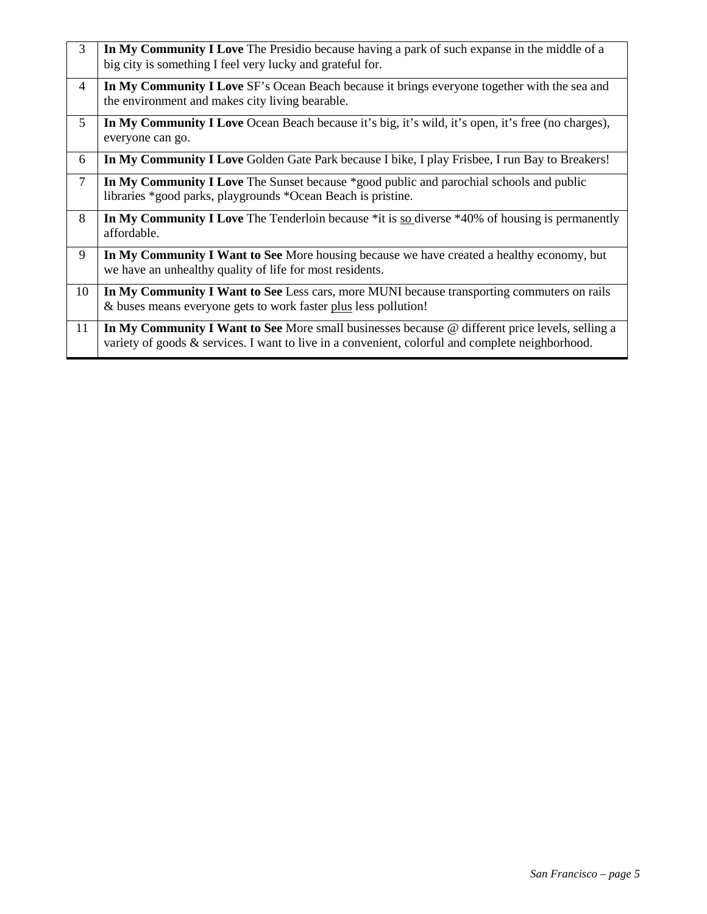| | |
|---|---|
| 3 | **In My Community I Love** The Presidio because having a park of such expanse in the middle of a big city is something I feel very lucky and grateful for. |
| 4 | **In My Community I Love** SF's Ocean Beach because it brings everyone together with the sea and the environment and makes city living bearable. |
| 5 | **In My Community I Love** Ocean Beach because it's big, it's wild, it's open, it's free (no charges), everyone can go. |
| 6 | **In My Community I Love** Golden Gate Park because I bike, I play Frisbee, I run Bay to Breakers! |
| 7 | **In My Community I Love** The Sunset because *good public and parochial schools and public libraries *good parks, playgrounds *Ocean Beach is pristine. |
| 8 | **In My Community I Love** The Tenderloin because *it is so diverse *40% of housing is permanently affordable. |
| 9 | **In My Community I Want to See** More housing because we have created a healthy economy, but we have an unhealthy quality of life for most residents. |
| 10 | **In My Community I Want to See** Less cars, more MUNI because transporting commuters on rails & buses means everyone gets to work faster plus less pollution! |
| 11 | **In My Community I Want to See** More small businesses because @ different price levels, selling a variety of goods & services. I want to live in a convenient, colorful and complete neighborhood. |